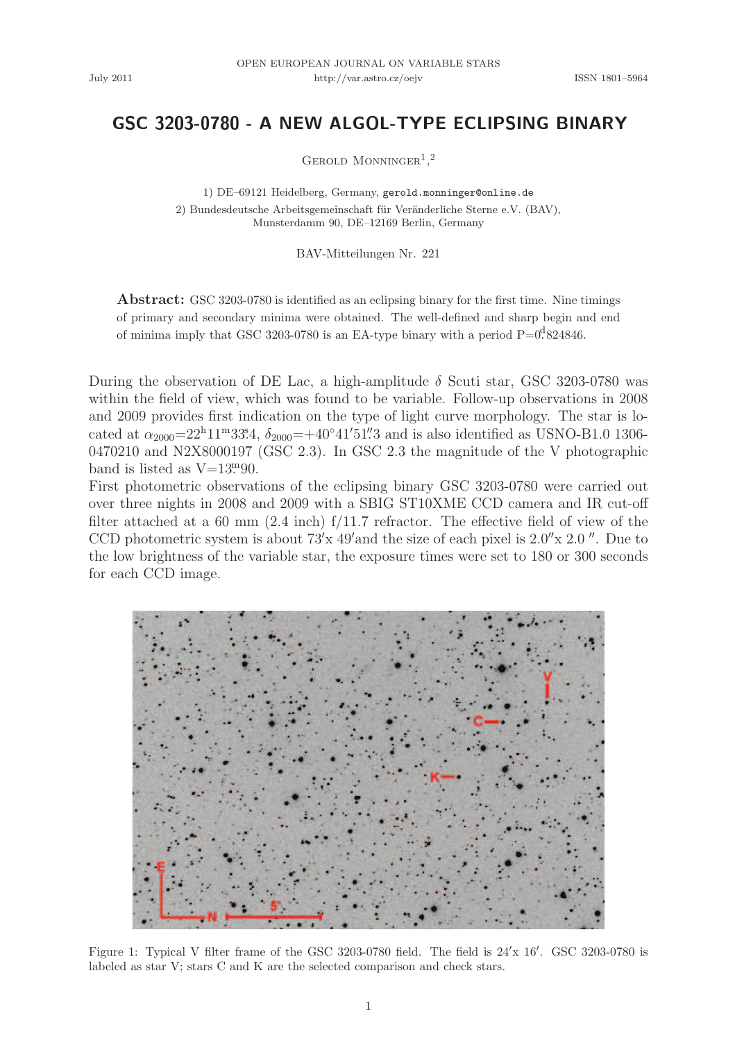OPEN EUROPEAN JOURNAL ON VARIABLE STARS

July 2011 http://var.astro.cz/oejv ISSN 1801–5964

# GSC 3203-0780 - A NEW ALGOL-TYPE ECLIPSING BINARY

Gerold Monninger[1,2]

1) DE–69121 Heidelberg, Germany, gerold.monninger@online.de

2) Bundesdeutsche Arbeitsgemeinschaft für Veränderliche Sterne e.V. (BAV), Munsterdamm 90, DE–12169 Berlin, Germany

BAV-Mitteilungen Nr. 221

**Abstract:** GSC 3203-0780 is identified as an eclipsing binary for the first time. Nine timings of primary and secondary minima were obtained. The well-defined and sharp begin and end of minima imply that GSC 3203-0780 is an EA-type binary with a period $P=0.^{d}824846$.

During the observation of DE Lac, a high-amplitude $\delta$ Scuti star, GSC 3203-0780 was within the field of view, which was found to be variable. Follow-up observations in 2008 and 2009 provides first indication on the type of light curve morphology. The star is located at $\alpha_{2000}=22^{h}11^{m}33.^{s}4$, $\delta_{2000}=+40^{\circ}41'51.''3$ and is also identified as USNO-B1.0 1306-0470210 and N2X8000197 (GSC 2.3). In GSC 2.3 the magnitude of the V photographic band is listed as $V=13.^{m}90$.

First photometric observations of the eclipsing binary GSC 3203-0780 were carried out over three nights in 2008 and 2009 with a SBIG ST10XME CCD camera and IR cut-off filter attached at a 60 mm (2.4 inch) f/11.7 refractor. The effective field of view of the CCD photometric system is about 73′x 49′and the size of each pixel is 2.0″x 2.0 ″. Due to the low brightness of the variable star, the exposure times were set to 180 or 300 seconds for each CCD image.

Figure 1: Typical V filter frame of the GSC 3203-0780 field. The field is 24′x 16′. GSC 3203-0780 is labeled as star V; stars C and K are the selected comparison and check stars.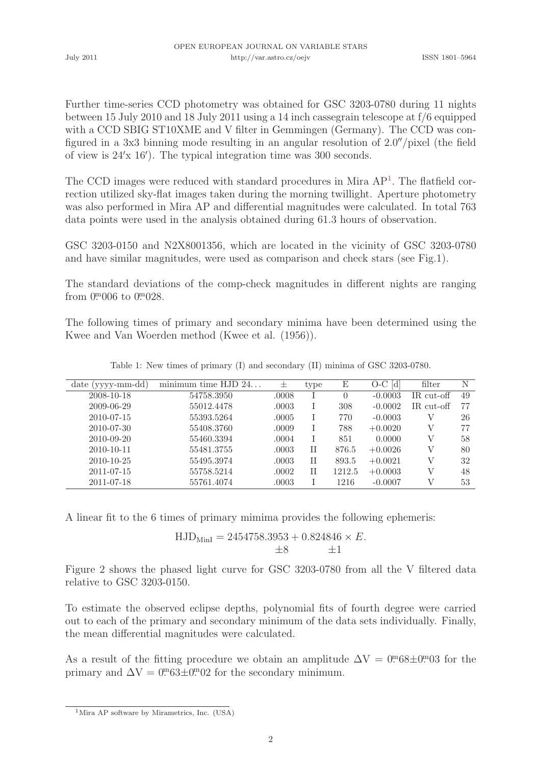Further time-series CCD photometry was obtained for GSC 3203-0780 during 11 nights between 15 July 2010 and 18 July 2011 using a 14 inch cassegrain telescope at f/6 equipped with a CCD SBIG ST10XME and V filter in Gemmingen (Germany). The CCD was configured in a 3x3 binning mode resulting in an angular resolution of 2.0″/pixel (the field of view is 24′x 16′). The typical integration time was 300 seconds.

The CCD images were reduced with standard procedures in Mira AP[1]. The flatfield correction utilized sky-flat images taken during the morning twillight. Aperture photometry was also performed in Mira AP and differential magnitudes were calculated. In total 763 data points were used in the analysis obtained during 61.3 hours of observation.

GSC 3203-0150 and N2X8001356, which are located in the vicinity of GSC 3203-0780 and have similar magnitudes, were used as comparison and check stars (see Fig.1).

The standard deviations of the comp-check magnitudes in different nights are ranging from $0^{\mathrm{m}}.006$ to $0^{\mathrm{m}}.028$.

The following times of primary and secondary minima have been determined using the Kwee and Van Woerden method (Kwee et al. (1956)).

Table 1: New times of primary (I) and secondary (II) minima of GSC 3203-0780.

| date (yyyy-mm-dd) | minimum time HJD 24... | ± | type | E | O-C [d] | filter | N |
|---|---|---|---|---|---|---|---|
| 2008-10-18 | 54758.3950 | .0008 | I | 0 | -0.0003 | IR cut-off | 49 |
| 2009-06-29 | 55012.4478 | .0003 | I | 308 | -0.0002 | IR cut-off | 77 |
| 2010-07-15 | 55393.5264 | .0005 | I | 770 | -0.0003 | V | 26 |
| 2010-07-30 | 55408.3760 | .0009 | I | 788 | +0.0020 | V | 77 |
| 2010-09-20 | 55460.3394 | .0004 | I | 851 | 0.0000 | V | 58 |
| 2010-10-11 | 55481.3755 | .0003 | II | 876.5 | +0.0026 | V | 80 |
| 2010-10-25 | 55495.3974 | .0003 | II | 893.5 | +0.0021 | V | 32 |
| 2011-07-15 | 55758.5214 | .0002 | II | 1212.5 | +0.0003 | V | 48 |
| 2011-07-18 | 55761.4074 | .0003 | I | 1216 | -0.0007 | V | 53 |

A linear fit to the 6 times of primary mimima provides the following ephemeris:

$$\mathrm{HJD}_{\mathrm{MinI}} = \underset{\pm 8}{2454758.3953} + \underset{\pm 1}{0.824846} \times E.$$

Figure 2 shows the phased light curve for GSC 3203-0780 from all the V filtered data relative to GSC 3203-0150.

To estimate the observed eclipse depths, polynomial fits of fourth degree were carried out to each of the primary and secondary minimum of the data sets individually. Finally, the mean differential magnitudes were calculated.

As a result of the fitting procedure we obtain an amplitude $\Delta V = 0^{\mathrm{m}}.68 \pm 0^{\mathrm{m}}.03$ for the primary and $\Delta V = 0^{\mathrm{m}}.63 \pm 0^{\mathrm{m}}.02$ for the secondary minimum.

[1]Mira AP software by Mirametrics, Inc. (USA)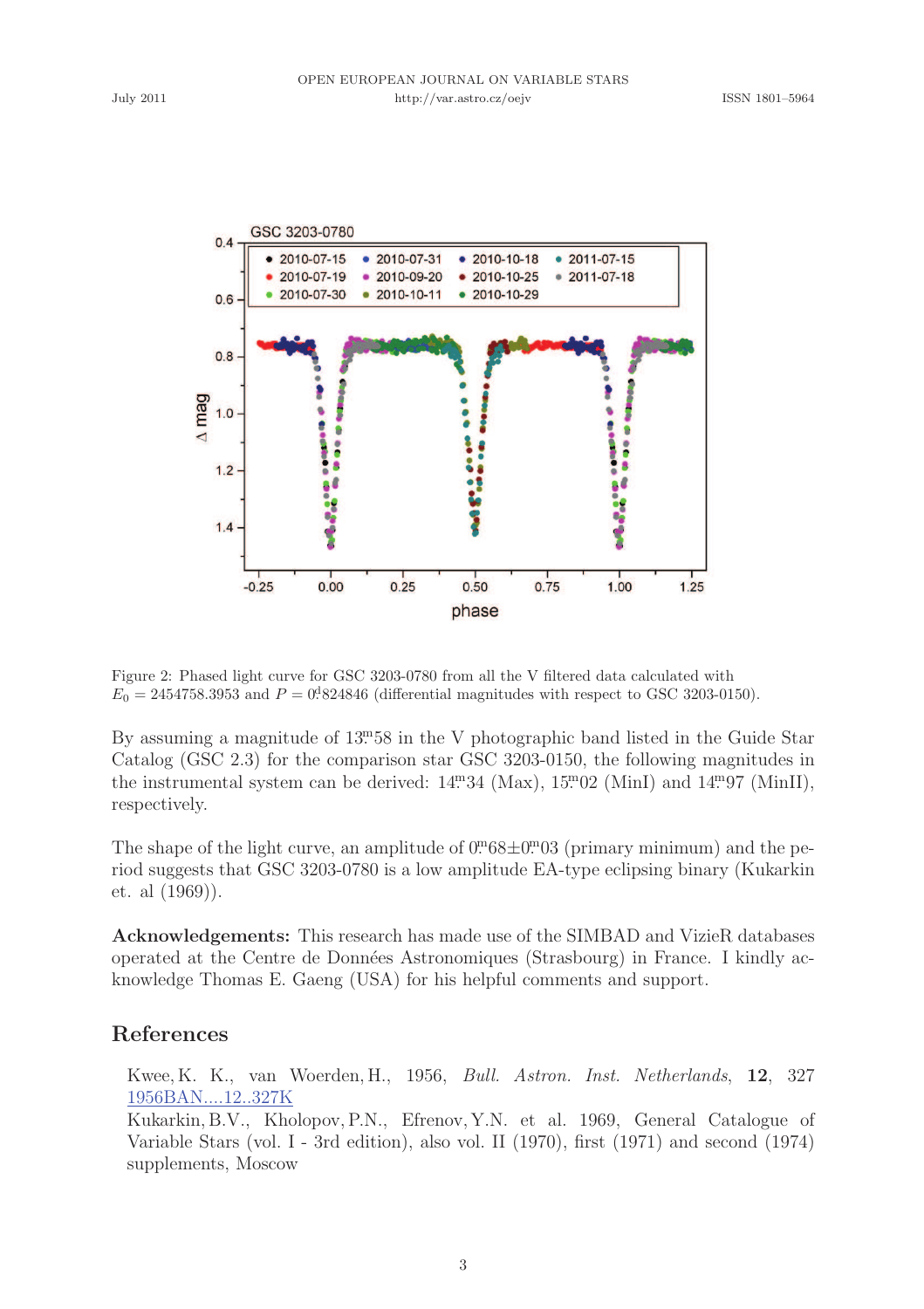GSC 3203-0780

0.4
0.6
0.8
1.0
1.2
1.4

Δ mag

-0.25 0.00 0.25 0.50 0.75 1.00 1.25

phase

2010-07-15
2010-07-19
2010-07-30
2010-07-31
2010-09-20
2010-10-11
2010-10-18
2010-10-25
2010-10-29
2011-07-15
2011-07-18

Figure 2: Phased light curve for GSC 3203-0780 from all the V filtered data calculated with $E_0 = 2454758.3953$ and $P = 0^d.824846$ (differential magnitudes with respect to GSC 3203-0150).

By assuming a magnitude of $13^m.58$ in the V photographic band listed in the Guide Star Catalog (GSC 2.3) for the comparison star GSC 3203-0150, the following magnitudes in the instrumental system can be derived: $14^m.34$ (Max), $15^m.02$ (MinI) and $14^m.97$ (MinII), respectively.

The shape of the light curve, an amplitude of $0^m.68 \pm 0^m.03$ (primary minimum) and the period suggests that GSC 3203-0780 is a low amplitude EA-type eclipsing binary (Kukarkin et. al (1969)).

**Acknowledgements:** This research has made use of the SIMBAD and VizieR databases operated at the Centre de Données Astronomiques (Strasbourg) in France. I kindly acknowledge Thomas E. Gaeng (USA) for his helpful comments and support.

## References

Kwee, K. K., van Woerden, H., 1956, *Bull. Astron. Inst. Netherlands*, **12**, 327 1956BAN....12..327K

Kukarkin, B.V., Kholopov, P.N., Efrenov, Y.N. et al. 1969, General Catalogue of Variable Stars (vol. I - 3rd edition), also vol. II (1970), first (1971) and second (1974) supplements, Moscow